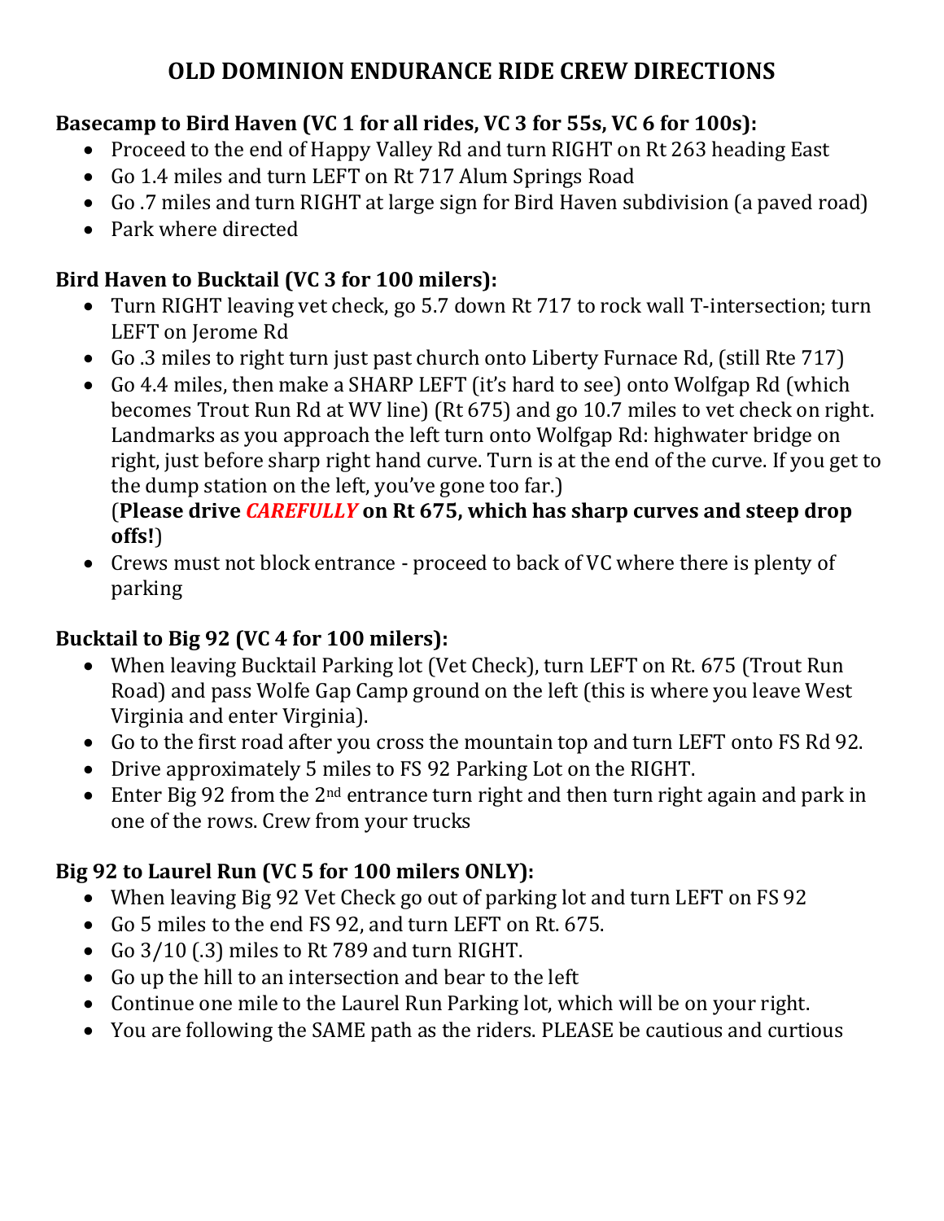# OLD DOMINION ENDURANCE RIDE CREW DIRECTIONS

**Basecamp to Bird Haven (VC 1 for all rides, VC 3 for 55s, VC 6 for 100s):**

- Proceed to the end of Happy Valley Rd and turn RIGHT on Rt 263 heading East
- Go 1.4 miles and turn LEFT on Rt 717 Alum Springs Road
- Go .7 miles and turn RIGHT at large sign for Bird Haven subdivision (a paved road)
- Park where directed

**Bird Haven to Bucktail (VC 3 for 100 milers):**

- Turn RIGHT leaving vet check, go 5.7 down Rt 717 to rock wall T-intersection; turn LEFT on Jerome Rd
- Go .3 miles to right turn just past church onto Liberty Furnace Rd, (still Rte 717)
- Go 4.4 miles, then make a SHARP LEFT (it's hard to see) onto Wolfgap Rd (which becomes Trout Run Rd at WV line) (Rt 675) and go 10.7 miles to vet check on right. Landmarks as you approach the left turn onto Wolfgap Rd: highwater bridge on right, just before sharp right hand curve. Turn is at the end of the curve. If you get to the dump station on the left, you've gone too far.)
  (**Please drive *CAREFULLY* on Rt 675, which has sharp curves and steep drop offs!**)
- Crews must not block entrance - proceed to back of VC where there is plenty of parking

**Bucktail to Big 92 (VC 4 for 100 milers):**

- When leaving Bucktail Parking lot (Vet Check), turn LEFT on Rt. 675 (Trout Run Road) and pass Wolfe Gap Camp ground on the left (this is where you leave West Virginia and enter Virginia).
- Go to the first road after you cross the mountain top and turn LEFT onto FS Rd 92.
- Drive approximately 5 miles to FS 92 Parking Lot on the RIGHT.
- Enter Big 92 from the 2nd entrance turn right and then turn right again and park in one of the rows. Crew from your trucks

**Big 92 to Laurel Run (VC 5 for 100 milers ONLY):**

- When leaving Big 92 Vet Check go out of parking lot and turn LEFT on FS 92
- Go 5 miles to the end FS 92, and turn LEFT on Rt. 675.
- Go 3/10 (.3) miles to Rt 789 and turn RIGHT.
- Go up the hill to an intersection and bear to the left
- Continue one mile to the Laurel Run Parking lot, which will be on your right.
- You are following the SAME path as the riders. PLEASE be cautious and curtious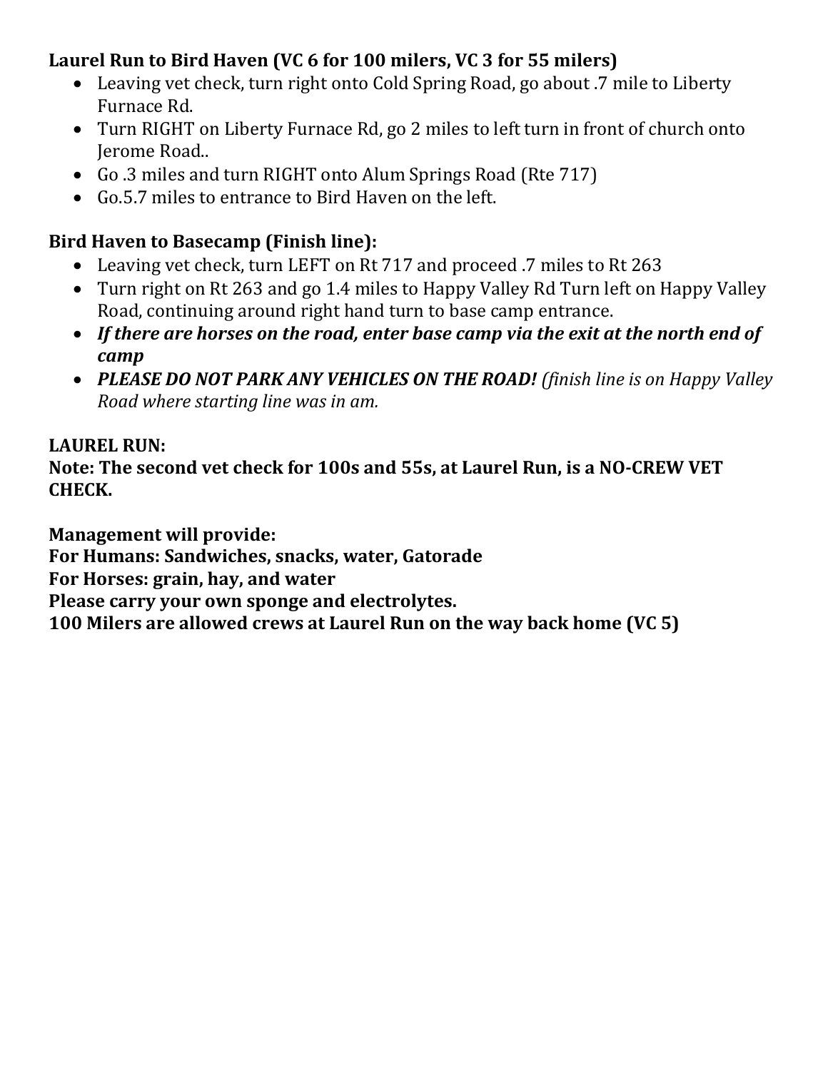**Laurel Run to Bird Haven (VC 6 for 100 milers, VC 3 for 55 milers)**

- Leaving vet check, turn right onto Cold Spring Road, go about .7 mile to Liberty Furnace Rd.
- Turn RIGHT on Liberty Furnace Rd, go 2 miles to left turn in front of church onto Jerome Road..
- Go .3 miles and turn RIGHT onto Alum Springs Road (Rte 717)
- Go.5.7 miles to entrance to Bird Haven on the left.

**Bird Haven to Basecamp (Finish line):**

- Leaving vet check, turn LEFT on Rt 717 and proceed .7 miles to Rt 263
- Turn right on Rt 263 and go 1.4 miles to Happy Valley Rd Turn left on Happy Valley Road, continuing around right hand turn to base camp entrance.
- ***If there are horses on the road, enter base camp via the exit at the north end of camp***
- ***PLEASE DO NOT PARK ANY VEHICLES ON THE ROAD!*** *(finish line is on Happy Valley Road where starting line was in am.*

**LAUREL RUN:**

**Note: The second vet check for 100s and 55s, at Laurel Run, is a NO-CREW VET CHECK.**

**Management will provide:**
**For Humans: Sandwiches, snacks, water, Gatorade**
**For Horses: grain, hay, and water**
**Please carry your own sponge and electrolytes.**
**100 Milers are allowed crews at Laurel Run on the way back home (VC 5)**